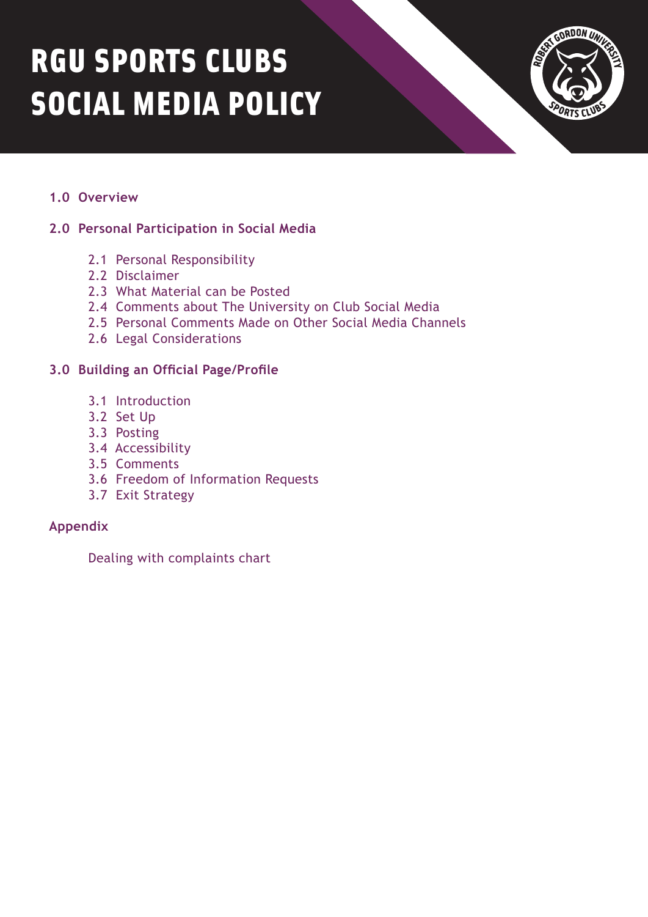# RGU SPORTS CLUBS SOCIAL MEDIA POLICY

**1.0 Overview**

**2.0 Personal Participation in Social Media**

- 2.1 Personal Responsibility
- 2.2 Disclaimer
- 2.3 What Material can be Posted
- 2.4 Comments about The University on Club Social Media
- 2.5 Personal Comments Made on Other Social Media Channels
- 2.6 Legal Considerations

**3.0 Building an Official Page/Profile**

- 3.1 Introduction
- 3.2 Set Up
- 3.3 Posting
- 3.4 Accessibility
- 3.5 Comments
- 3.6 Freedom of Information Requests
- 3.7 Exit Strategy

**Appendix**

- Dealing with complaints chart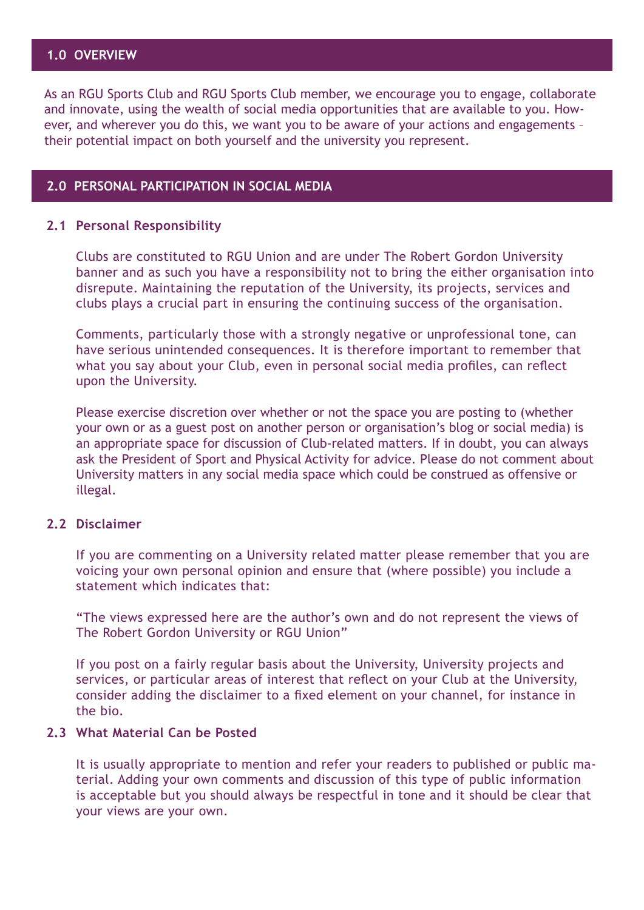## 1.0 OVERVIEW

As an RGU Sports Club and RGU Sports Club member, we encourage you to engage, collaborate and innovate, using the wealth of social media opportunities that are available to you. However, and wherever you do this, we want you to be aware of your actions and engagements – their potential impact on both yourself and the university you represent.

## 2.0 PERSONAL PARTICIPATION IN SOCIAL MEDIA

### 2.1 Personal Responsibility

Clubs are constituted to RGU Union and are under The Robert Gordon University banner and as such you have a responsibility not to bring the either organisation into disrepute. Maintaining the reputation of the University, its projects, services and clubs plays a crucial part in ensuring the continuing success of the organisation.

Comments, particularly those with a strongly negative or unprofessional tone, can have serious unintended consequences. It is therefore important to remember that what you say about your Club, even in personal social media profiles, can reflect upon the University.

Please exercise discretion over whether or not the space you are posting to (whether your own or as a guest post on another person or organisation's blog or social media) is an appropriate space for discussion of Club-related matters. If in doubt, you can always ask the President of Sport and Physical Activity for advice. Please do not comment about University matters in any social media space which could be construed as offensive or illegal.

### 2.2 Disclaimer

If you are commenting on a University related matter please remember that you are voicing your own personal opinion and ensure that (where possible) you include a statement which indicates that:

"The views expressed here are the author's own and do not represent the views of The Robert Gordon University or RGU Union"

If you post on a fairly regular basis about the University, University projects and services, or particular areas of interest that reflect on your Club at the University, consider adding the disclaimer to a fixed element on your channel, for instance in the bio.

### 2.3 What Material Can be Posted

It is usually appropriate to mention and refer your readers to published or public material. Adding your own comments and discussion of this type of public information is acceptable but you should always be respectful in tone and it should be clear that your views are your own.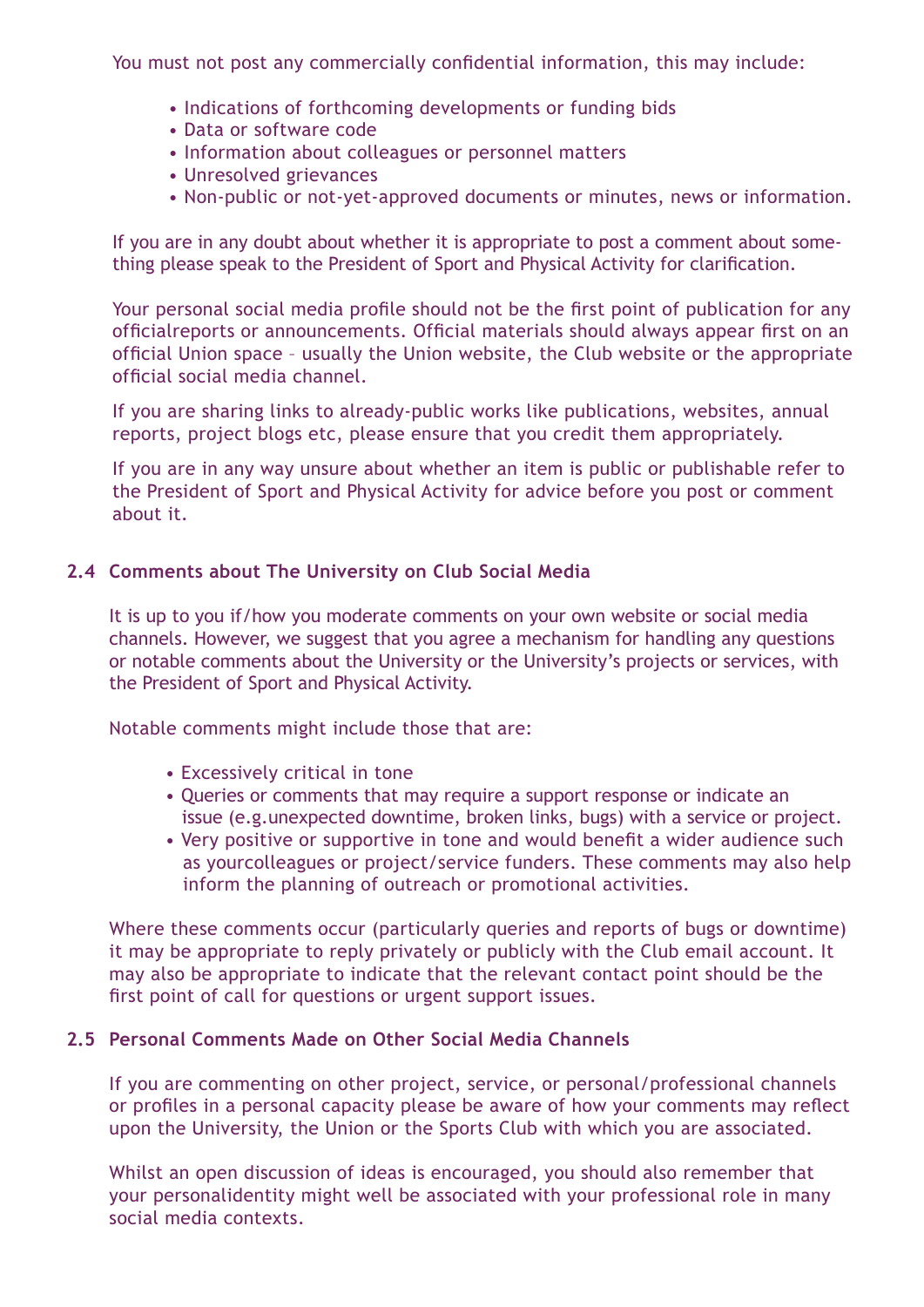You must not post any commercially confidential information, this may include:

- Indications of forthcoming developments or funding bids
- Data or software code
- Information about colleagues or personnel matters
- Unresolved grievances
- Non-public or not-yet-approved documents or minutes, news or information.

If you are in any doubt about whether it is appropriate to post a comment about something please speak to the President of Sport and Physical Activity for clarification.

Your personal social media profile should not be the first point of publication for any officialreports or announcements. Official materials should always appear first on an official Union space – usually the Union website, the Club website or the appropriate official social media channel.

If you are sharing links to already-public works like publications, websites, annual reports, project blogs etc, please ensure that you credit them appropriately.

If you are in any way unsure about whether an item is public or publishable refer to the President of Sport and Physical Activity for advice before you post or comment about it.

### 2.4 Comments about The University on Club Social Media

It is up to you if/how you moderate comments on your own website or social media channels. However, we suggest that you agree a mechanism for handling any questions or notable comments about the University or the University's projects or services, with the President of Sport and Physical Activity.

Notable comments might include those that are:

- Excessively critical in tone
- Queries or comments that may require a support response or indicate an issue (e.g.unexpected downtime, broken links, bugs) with a service or project.
- Very positive or supportive in tone and would benefit a wider audience such as yourcolleagues or project/service funders. These comments may also help inform the planning of outreach or promotional activities.

Where these comments occur (particularly queries and reports of bugs or downtime) it may be appropriate to reply privately or publicly with the Club email account. It may also be appropriate to indicate that the relevant contact point should be the first point of call for questions or urgent support issues.

### 2.5 Personal Comments Made on Other Social Media Channels

If you are commenting on other project, service, or personal/professional channels or profiles in a personal capacity please be aware of how your comments may reflect upon the University, the Union or the Sports Club with which you are associated.

Whilst an open discussion of ideas is encouraged, you should also remember that your personalidentity might well be associated with your professional role in many social media contexts.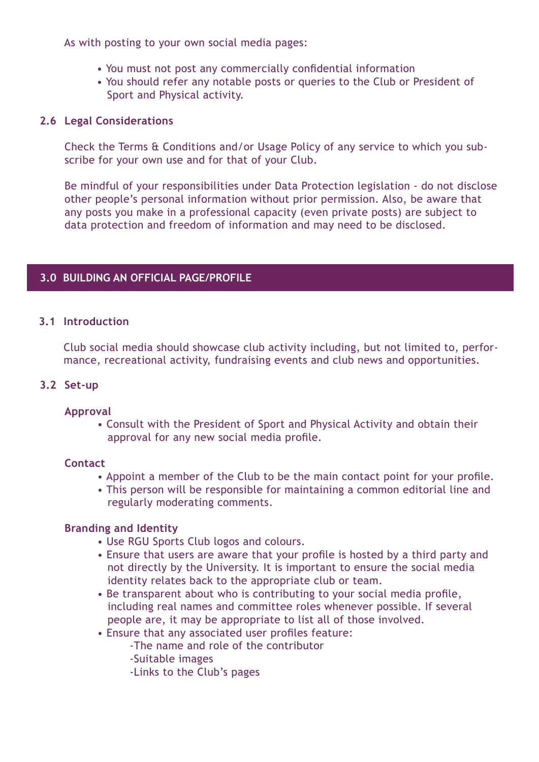As with posting to your own social media pages:

- You must not post any commercially confidential information
- You should refer any notable posts or queries to the Club or President of Sport and Physical activity.

### 2.6 Legal Considerations

Check the Terms & Conditions and/or Usage Policy of any service to which you subscribe for your own use and for that of your Club.

Be mindful of your responsibilities under Data Protection legislation - do not disclose other people's personal information without prior permission. Also, be aware that any posts you make in a professional capacity (even private posts) are subject to data protection and freedom of information and may need to be disclosed.

## 3.0 BUILDING AN OFFICIAL PAGE/PROFILE

### 3.1 Introduction

Club social media should showcase club activity including, but not limited to, performance, recreational activity, fundraising events and club news and opportunities.

### 3.2 Set-up

**Approval**

- Consult with the President of Sport and Physical Activity and obtain their approval for any new social media profile.

**Contact**

- Appoint a member of the Club to be the main contact point for your profile.
- This person will be responsible for maintaining a common editorial line and regularly moderating comments.

**Branding and Identity**

- Use RGU Sports Club logos and colours.
- Ensure that users are aware that your profile is hosted by a third party and not directly by the University. It is important to ensure the social media identity relates back to the appropriate club or team.
- Be transparent about who is contributing to your social media profile, including real names and committee roles whenever possible. If several people are, it may be appropriate to list all of those involved.
- Ensure that any associated user profiles feature:
  - -The name and role of the contributor
  - -Suitable images
  - -Links to the Club's pages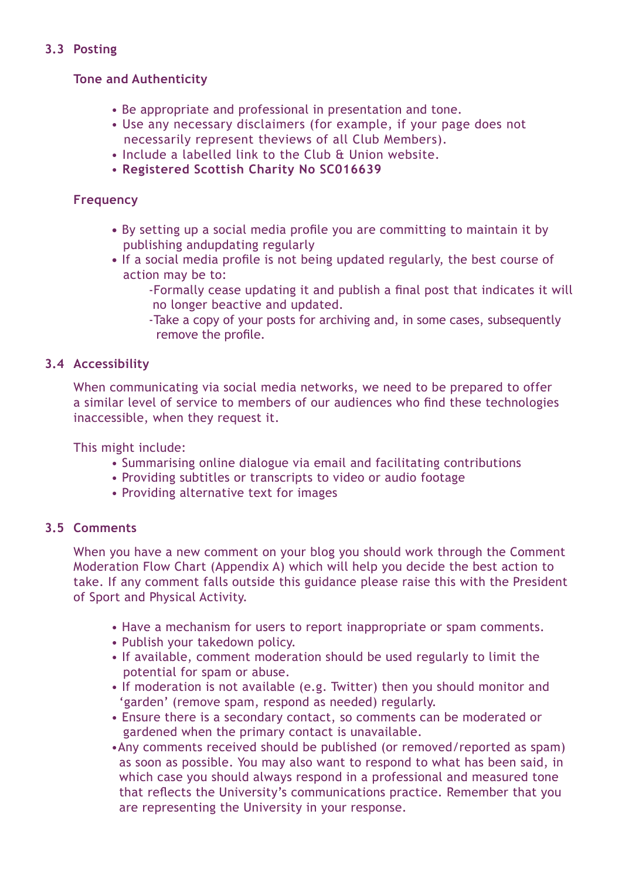## 3.3 Posting

### Tone and Authenticity

- Be appropriate and professional in presentation and tone.
- Use any necessary disclaimers (for example, if your page does not necessarily represent theviews of all Club Members).
- Include a labelled link to the Club & Union website.
- **Registered Scottish Charity No SC016639**

### Frequency

- By setting up a social media profile you are committing to maintain it by publishing andupdating regularly
- If a social media profile is not being updated regularly, the best course of action may be to:
  - -Formally cease updating it and publish a final post that indicates it will no longer beactive and updated.
  - -Take a copy of your posts for archiving and, in some cases, subsequently remove the profile.

## 3.4 Accessibility

When communicating via social media networks, we need to be prepared to offer a similar level of service to members of our audiences who find these technologies inaccessible, when they request it.

This might include:

- Summarising online dialogue via email and facilitating contributions
- Providing subtitles or transcripts to video or audio footage
- Providing alternative text for images

## 3.5 Comments

When you have a new comment on your blog you should work through the Comment Moderation Flow Chart (Appendix A) which will help you decide the best action to take. If any comment falls outside this guidance please raise this with the President of Sport and Physical Activity.

- Have a mechanism for users to report inappropriate or spam comments.
- Publish your takedown policy.
- If available, comment moderation should be used regularly to limit the potential for spam or abuse.
- If moderation is not available (e.g. Twitter) then you should monitor and 'garden' (remove spam, respond as needed) regularly.
- Ensure there is a secondary contact, so comments can be moderated or gardened when the primary contact is unavailable.
- Any comments received should be published (or removed/reported as spam) as soon as possible. You may also want to respond to what has been said, in which case you should always respond in a professional and measured tone that reflects the University's communications practice. Remember that you are representing the University in your response.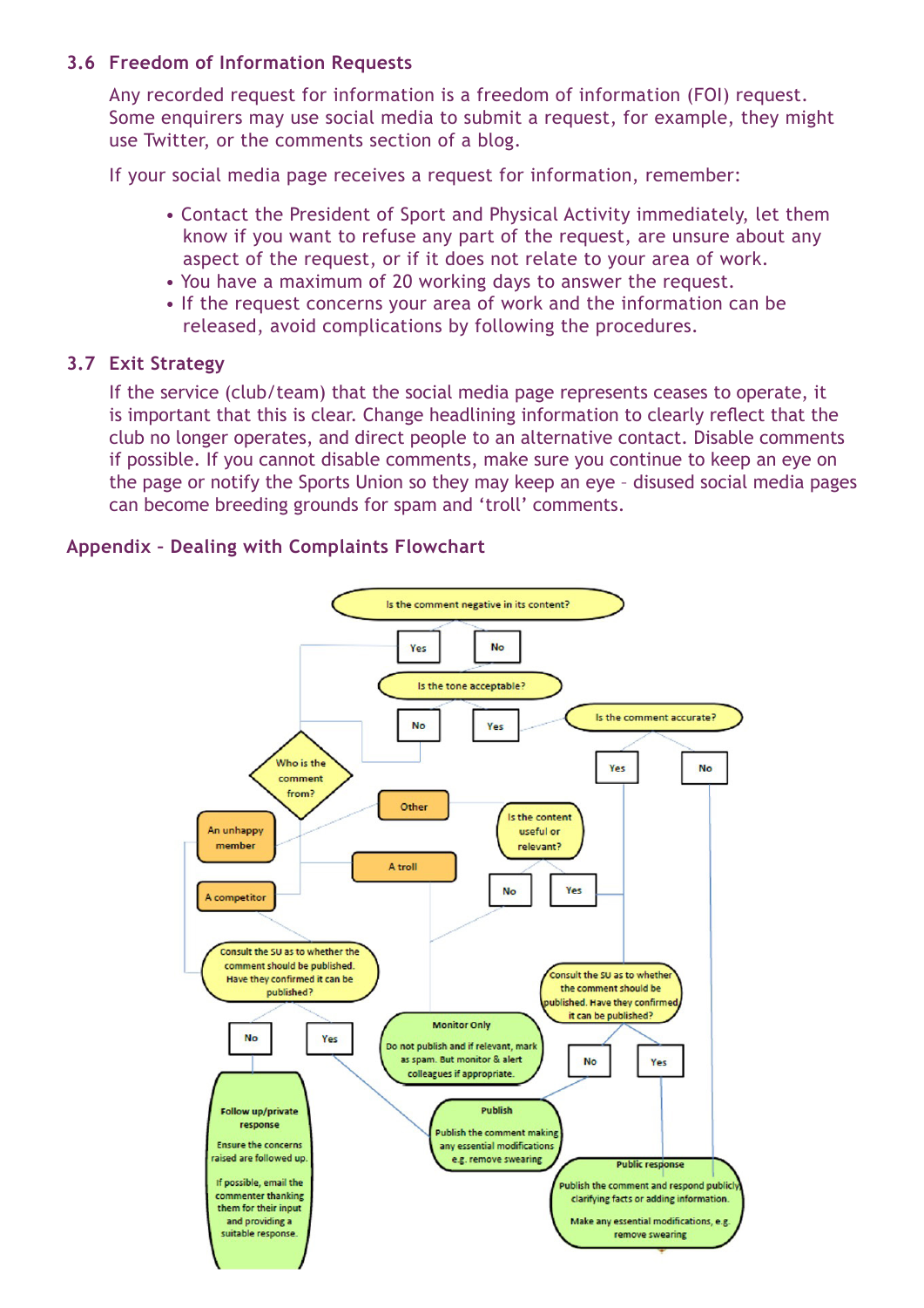### 3.6 Freedom of Information Requests

Any recorded request for information is a freedom of information (FOI) request. Some enquirers may use social media to submit a request, for example, they might use Twitter, or the comments section of a blog.

If your social media page receives a request for information, remember:

- Contact the President of Sport and Physical Activity immediately, let them know if you want to refuse any part of the request, are unsure about any aspect of the request, or if it does not relate to your area of work.
- You have a maximum of 20 working days to answer the request.
- If the request concerns your area of work and the information can be released, avoid complications by following the procedures.

### 3.7 Exit Strategy

If the service (club/team) that the social media page represents ceases to operate, it is important that this is clear. Change headlining information to clearly reflect that the club no longer operates, and direct people to an alternative contact. Disable comments if possible. If you cannot disable comments, make sure you continue to keep an eye on the page or notify the Sports Union so they may keep an eye – disused social media pages can become breeding grounds for spam and 'troll' comments.

### Appendix – Dealing with Complaints Flowchart

Is the comment negative in its content?

Yes

No

Is the tone acceptable?

No

Yes

Is the comment accurate?

Yes

No

Who is the comment from?

Other

An unhappy member

A troll

A competitor

Is the content useful or relevant?

No

Yes

Consult the SU as to whether the comment should be published. Have they confirmed it can be published?

No

Yes

Monitor Only

Do not publish and if relevant, mark as spam. But monitor & alert colleagues if appropriate.

Consult the SU as to whether the comment should be published. Have they confirmed it can be published?

No

Yes

Follow up/private response

Ensure the concerns raised are followed up.

If possible, email the commenter thanking them for their input and providing a suitable response.

Publish

Publish the comment making any essential modifications e.g. remove swearing

Public response

Publish the comment and respond publicly clarifying facts or adding information.

Make any essential modifications, e.g. remove swearing